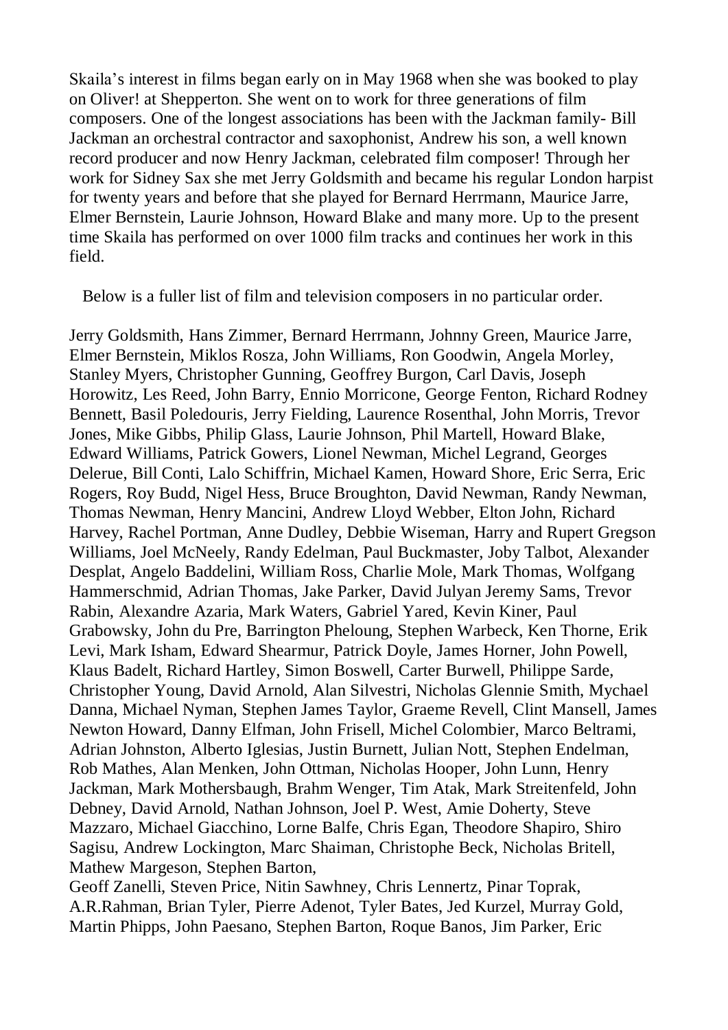Skaila's interest in films began early on in May 1968 when she was booked to play on Oliver! at Shepperton. She went on to work for three generations of film composers. One of the longest associations has been with the Jackman family- Bill Jackman an orchestral contractor and saxophonist, Andrew his son, a well known record producer and now Henry Jackman, celebrated film composer! Through her work for Sidney Sax she met Jerry Goldsmith and became his regular London harpist for twenty years and before that she played for Bernard Herrmann, Maurice Jarre, Elmer Bernstein, Laurie Johnson, Howard Blake and many more. Up to the present time Skaila has performed on over 1000 film tracks and continues her work in this field.

Below is a fuller list of film and television composers in no particular order.

Jerry Goldsmith, Hans Zimmer, Bernard Herrmann, Johnny Green, Maurice Jarre, Elmer Bernstein, Miklos Rosza, John Williams, Ron Goodwin, Angela Morley, Stanley Myers, Christopher Gunning, Geoffrey Burgon, Carl Davis, Joseph Horowitz, Les Reed, John Barry, Ennio Morricone, George Fenton, Richard Rodney Bennett, Basil Poledouris, Jerry Fielding, Laurence Rosenthal, John Morris, Trevor Jones, Mike Gibbs, Philip Glass, Laurie Johnson, Phil Martell, Howard Blake, Edward Williams, Patrick Gowers, Lionel Newman, Michel Legrand, Georges Delerue, Bill Conti, Lalo Schiffrin, Michael Kamen, Howard Shore, Eric Serra, Eric Rogers, Roy Budd, Nigel Hess, Bruce Broughton, David Newman, Randy Newman, Thomas Newman, Henry Mancini, Andrew Lloyd Webber, Elton John, Richard Harvey, Rachel Portman, Anne Dudley, Debbie Wiseman, Harry and Rupert Gregson Williams, Joel McNeely, Randy Edelman, Paul Buckmaster, Joby Talbot, Alexander Desplat, Angelo Baddelini, William Ross, Charlie Mole, Mark Thomas, Wolfgang Hammerschmid, Adrian Thomas, Jake Parker, David Julyan Jeremy Sams, Trevor Rabin, Alexandre Azaria, Mark Waters, Gabriel Yared, Kevin Kiner, Paul Grabowsky, John du Pre, Barrington Pheloung, Stephen Warbeck, Ken Thorne, Erik Levi, Mark Isham, Edward Shearmur, Patrick Doyle, James Horner, John Powell, Klaus Badelt, Richard Hartley, Simon Boswell, Carter Burwell, Philippe Sarde, Christopher Young, David Arnold, Alan Silvestri, Nicholas Glennie Smith, Mychael Danna, Michael Nyman, Stephen James Taylor, Graeme Revell, Clint Mansell, James Newton Howard, Danny Elfman, John Frisell, Michel Colombier, Marco Beltrami, Adrian Johnston, Alberto Iglesias, Justin Burnett, Julian Nott, Stephen Endelman, Rob Mathes, Alan Menken, John Ottman, Nicholas Hooper, John Lunn, Henry Jackman, Mark Mothersbaugh, Brahm Wenger, Tim Atak, Mark Streitenfeld, John Debney, David Arnold, Nathan Johnson, Joel P. West, Amie Doherty, Steve Mazzaro, Michael Giacchino, Lorne Balfe, Chris Egan, Theodore Shapiro, Shiro Sagisu, Andrew Lockington, Marc Shaiman, Christophe Beck, Nicholas Britell, Mathew Margeson, Stephen Barton,
Geoff Zanelli, Steven Price, Nitin Sawhney, Chris Lennertz, Pinar Toprak, A.R.Rahman, Brian Tyler, Pierre Adenot, Tyler Bates, Jed Kurzel, Murray Gold, Martin Phipps, John Paesano, Stephen Barton, Roque Banos, Jim Parker, Eric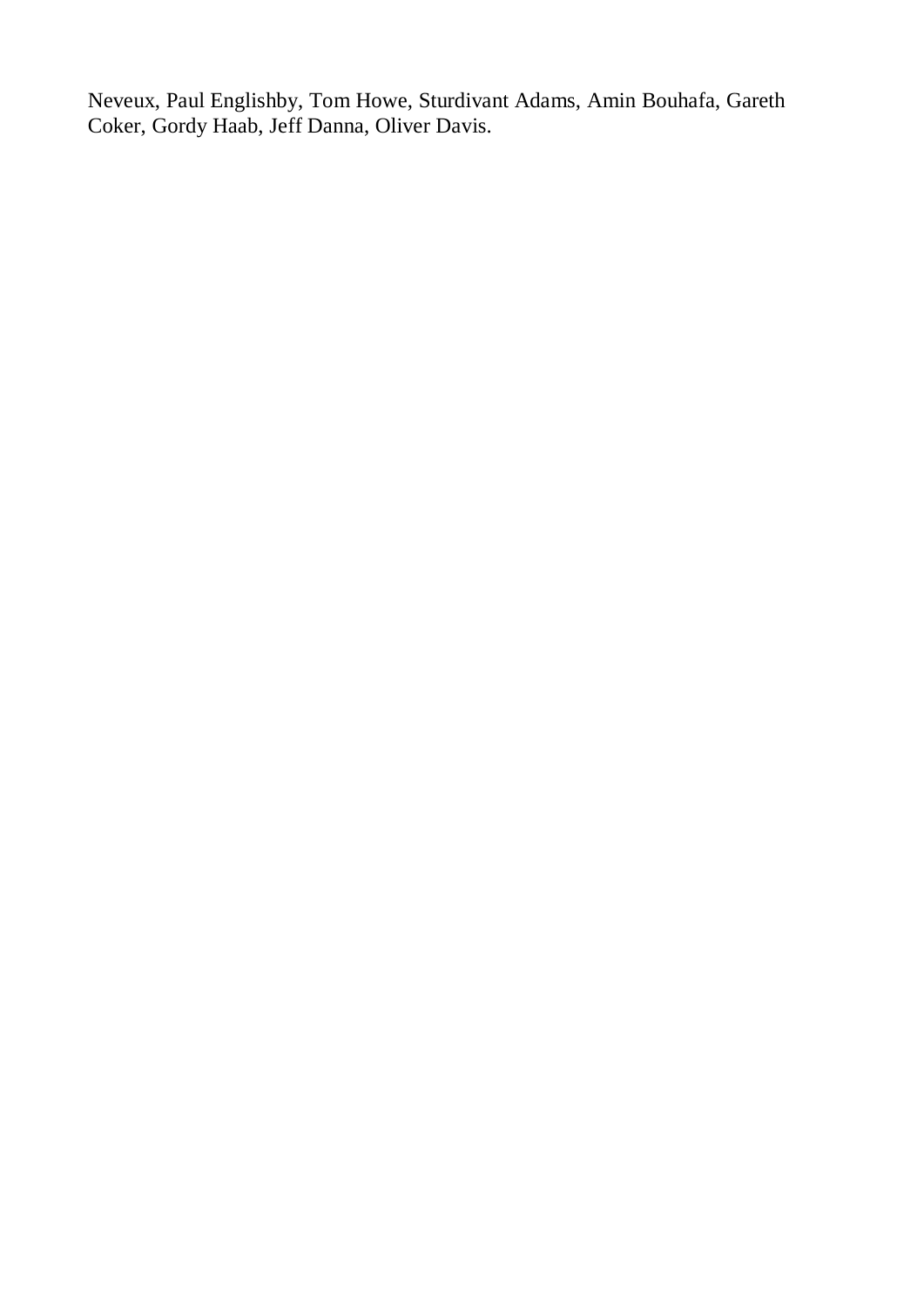Neveux, Paul Englishby, Tom Howe, Sturdivant Adams, Amin Bouhafa, Gareth Coker, Gordy Haab, Jeff Danna, Oliver Davis.